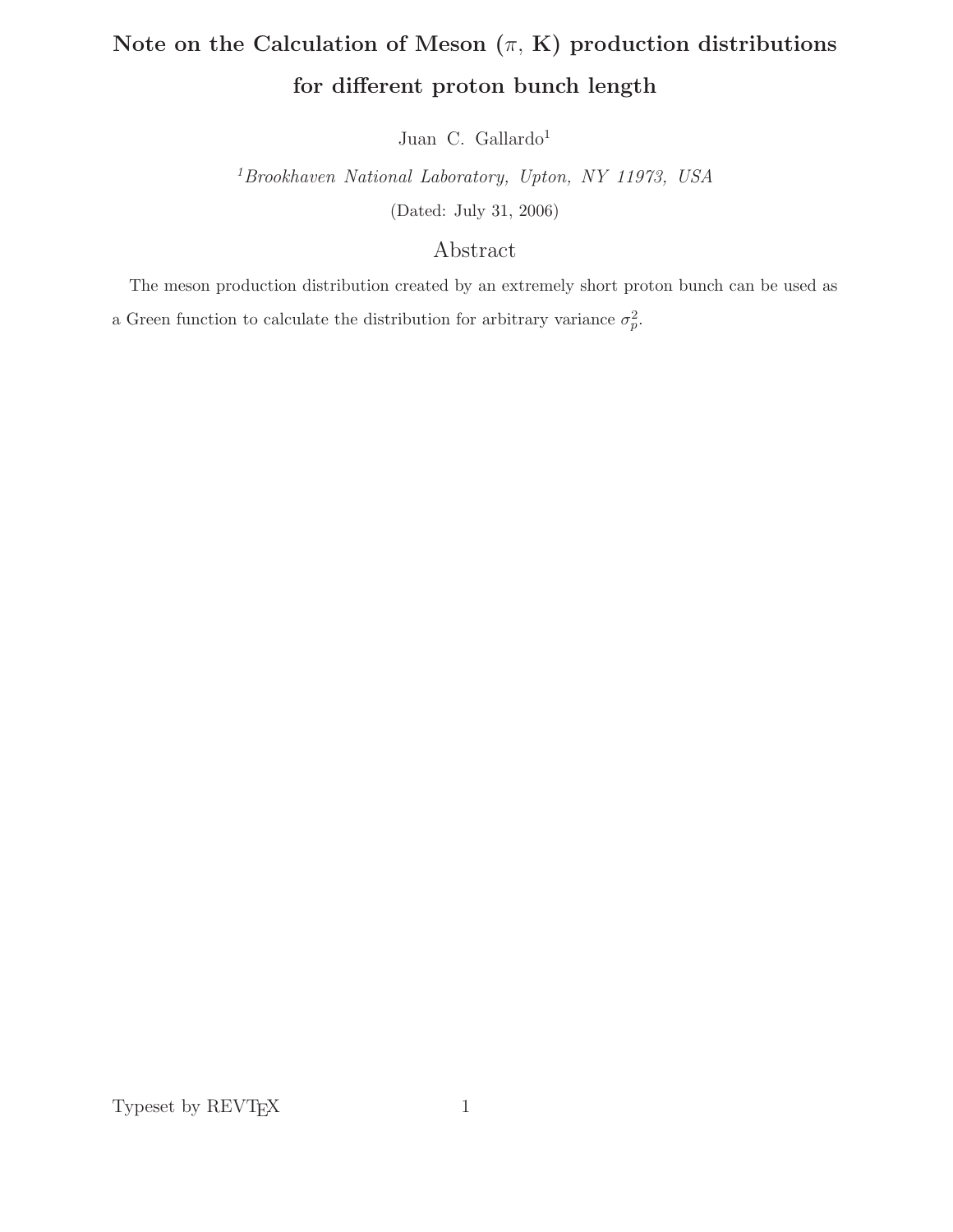# Note on the Calculation of Meson ($\pi$, K) production distributions for different proton bunch length

Juan C. Gallardo[1]

[1] *Brookhaven National Laboratory, Upton, NY 11973, USA*

(Dated: July 31, 2006)

## Abstract

The meson production distribution created by an extremely short proton bunch can be used as a Green function to calculate the distribution for arbitrary variance $\sigma_p^2$.

Typeset by REVTEX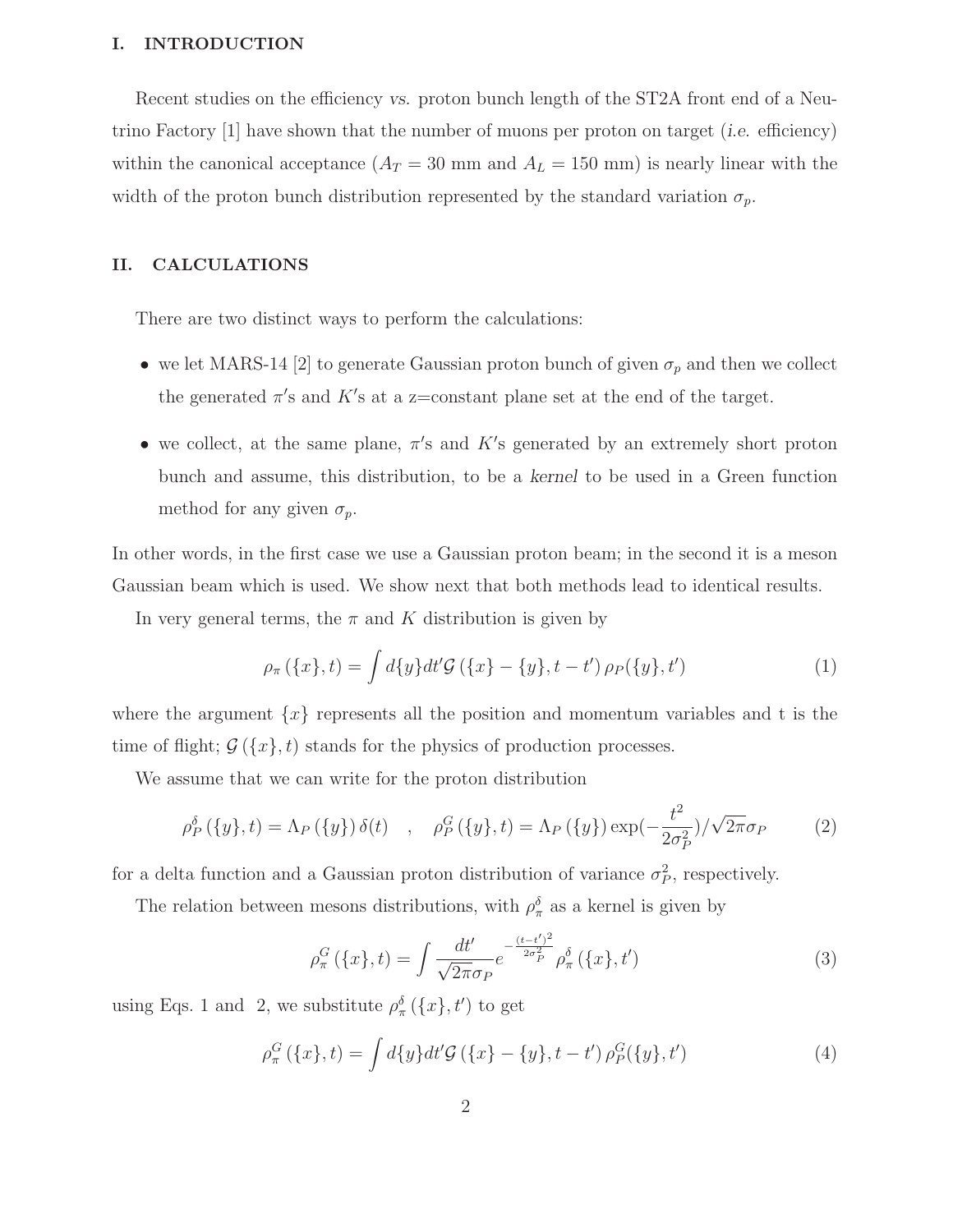## I. INTRODUCTION

Recent studies on the efficiency *vs.* proton bunch length of the ST2A front end of a Neutrino Factory [1] have shown that the number of muons per proton on target (*i.e.* efficiency) within the canonical acceptance ($A_T = 30$ mm and $A_L = 150$ mm) is nearly linear with the width of the proton bunch distribution represented by the standard variation $\sigma_p$.

## II. CALCULATIONS

There are two distinct ways to perform the calculations:

- we let MARS-14 [2] to generate Gaussian proton bunch of given $\sigma_p$ and then we collect the generated $\pi'$s and $K'$s at a z=constant plane set at the end of the target.
- we collect, at the same plane, $\pi'$s and $K'$s generated by an extremely short proton bunch and assume, this distribution, to be a *kernel* to be used in a Green function method for any given $\sigma_p$.

In other words, in the first case we use a Gaussian proton beam; in the second it is a meson Gaussian beam which is used. We show next that both methods lead to identical results.

In very general terms, the $\pi$ and $K$ distribution is given by

$$\rho_\pi\left(\{x\},t\right) = \int d\{y\}dt'\mathcal{G}\left(\{x\}-\{y\},t-t'\right)\rho_P(\{y\},t') \tag{1}$$

where the argument $\{x\}$ represents all the position and momentum variables and t is the time of flight; $\mathcal{G}\left(\{x\},t\right)$ stands for the physics of production processes.

We assume that we can write for the proton distribution

$$\rho_P^\delta\left(\{y\},t\right) = \Lambda_P\left(\{y\}\right)\delta(t) \quad , \quad \rho_P^G\left(\{y\},t\right) = \Lambda_P\left(\{y\}\right)\exp(-\frac{t^2}{2\sigma_P^2})/\sqrt{2\pi}\sigma_P \tag{2}$$

for a delta function and a Gaussian proton distribution of variance $\sigma_P^2$, respectively.

The relation between mesons distributions, with $\rho_\pi^\delta$ as a kernel is given by

$$\rho_\pi^G\left(\{x\},t\right) = \int \frac{dt'}{\sqrt{2\pi}\sigma_P} e^{-\frac{(t-t')^2}{2\sigma_P^2}}\rho_\pi^\delta\left(\{x\},t'\right) \tag{3}$$

using Eqs. 1 and 2, we substitute $\rho_\pi^\delta\left(\{x\},t'\right)$ to get

$$\rho_\pi^G\left(\{x\},t\right) = \int d\{y\}dt'\mathcal{G}\left(\{x\}-\{y\},t-t'\right)\rho_P^G(\{y\},t') \tag{4}$$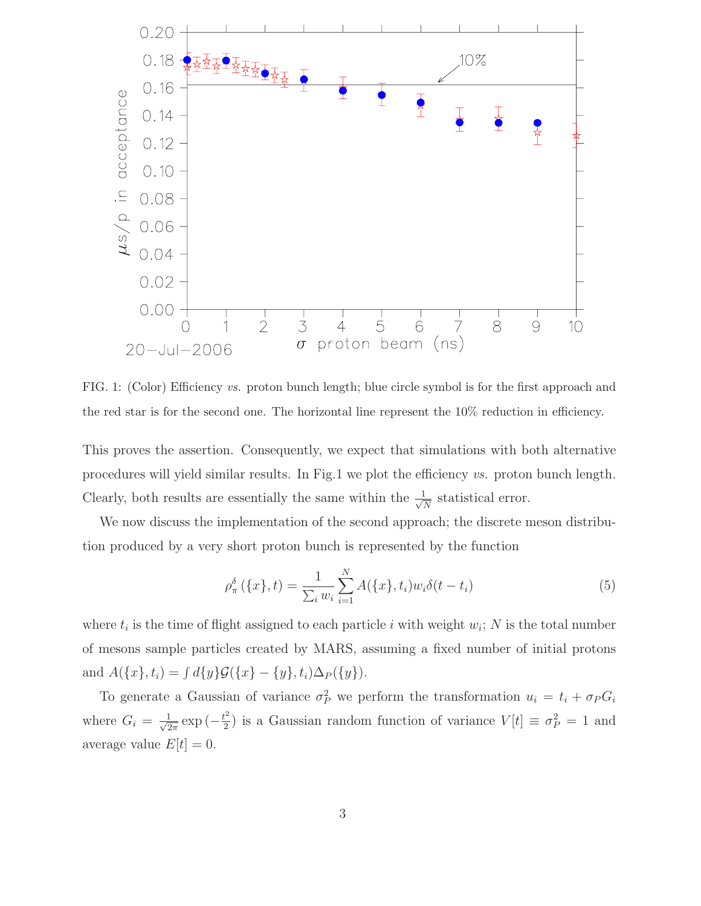FIG. 1: (Color) Efficiency *vs.* proton bunch length; blue circle symbol is for the first approach and the red star is for the second one. The horizontal line represent the 10% reduction in efficiency.

This proves the assertion. Consequently, we expect that simulations with both alternative procedures will yield similar results. In Fig.1 we plot the efficiency *vs.* proton bunch length. Clearly, both results are essentially the same within the $\frac{1}{\sqrt{N}}$ statistical error.

We now discuss the implementation of the second approach; the discrete meson distribution produced by a very short proton bunch is represented by the function

$$\rho_\pi^\delta(\{x\}, t) = \frac{1}{\sum_i w_i} \sum_{i=1}^{N} A(\{x\}, t_i) w_i \delta(t - t_i) \tag{5}$$

where $t_i$ is the time of flight assigned to each particle $i$ with weight $w_i$; $N$ is the total number of mesons sample particles created by MARS, assuming a fixed number of initial protons and $A(\{x\}, t_i) = \int d\{y\} \mathcal{G}(\{x\} - \{y\}, t_i) \Delta_P(\{y\})$.

To generate a Gaussian of variance $\sigma_P^2$ we perform the transformation $u_i = t_i + \sigma_P G_i$ where $G_i = \frac{1}{\sqrt{2\pi}} \exp\left(-\frac{t^2}{2}\right)$ is a Gaussian random function of variance $V[t] \equiv \sigma_P^2 = 1$ and average value $E[t] = 0$.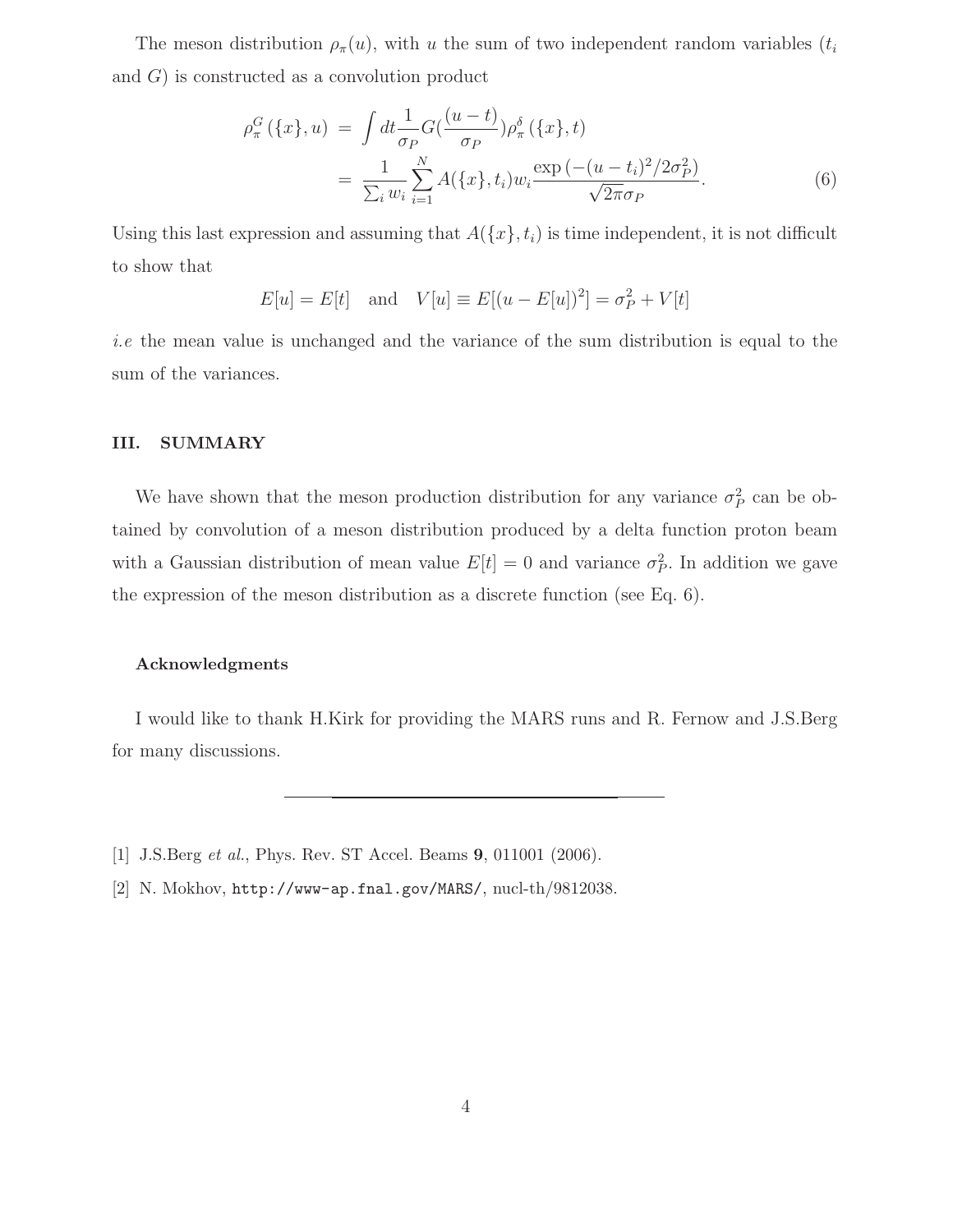The meson distribution $\rho_\pi(u)$, with $u$ the sum of two independent random variables ($t_i$ and $G$) is constructed as a convolution product

$$
\begin{aligned}
\rho_\pi^G(\{x\}, u) &= \int dt \frac{1}{\sigma_P} G(\frac{(u-t)}{\sigma_P}) \rho_\pi^\delta(\{x\}, t) \\
&= \frac{1}{\sum_i w_i} \sum_{i=1}^{N} A(\{x\}, t_i) w_i \frac{\exp\left(-(u-t_i)^2/2\sigma_P^2\right)}{\sqrt{2\pi}\sigma_P}.
\end{aligned} \tag{6}
$$

Using this last expression and assuming that $A(\{x\}, t_i)$ is time independent, it is not difficult to show that

$$
E[u] = E[t] \quad \text{and} \quad V[u] \equiv E[(u - E[u])^2] = \sigma_P^2 + V[t]
$$

*i.e* the mean value is unchanged and the variance of the sum distribution is equal to the sum of the variances.

## III. SUMMARY

We have shown that the meson production distribution for any variance $\sigma_P^2$ can be obtained by convolution of a meson distribution produced by a delta function proton beam with a Gaussian distribution of mean value $E[t] = 0$ and variance $\sigma_P^2$. In addition we gave the expression of the meson distribution as a discrete function (see Eq. 6).

### Acknowledgments

I would like to thank H.Kirk for providing the MARS runs and R. Fernow and J.S.Berg for many discussions.

---

[1] J.S.Berg *et al.*, Phys. Rev. ST Accel. Beams **9**, 011001 (2006).

[2] N. Mokhov, `http://www-ap.fnal.gov/MARS/`, nucl-th/9812038.